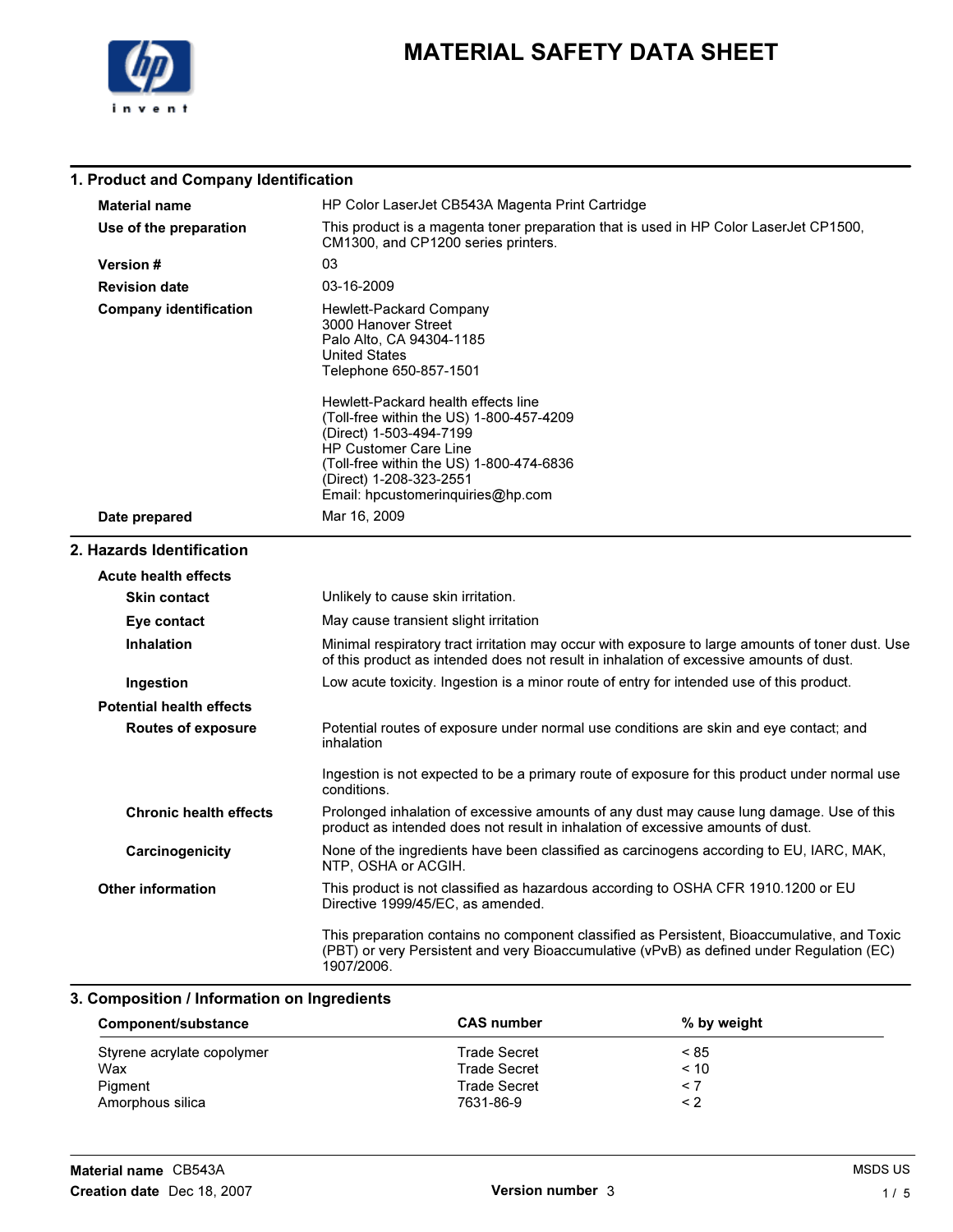# MATERIAL SAFETY DATA SHEET

## 1. Product and Company Identification

**Material name** HP Color LaserJet CB543A Magenta Print Cartridge

**Use of the preparation** This product is a magenta toner preparation that is used in HP Color LaserJet CP1500, CM1300, and CP1200 series printers.

**Version #** 03

**Revision date** 03-16-2009

**Company identification**
Hewlett-Packard Company
3000 Hanover Street
Palo Alto, CA 94304-1185
United States
Telephone 650-857-1501

Hewlett-Packard health effects line
(Toll-free within the US) 1-800-457-4209
(Direct) 1-503-494-7199
HP Customer Care Line
(Toll-free within the US) 1-800-474-6836
(Direct) 1-208-323-2551
Email: hpcustomerinquiries@hp.com

**Date prepared** Mar 16, 2009

## 2. Hazards Identification

**Acute health effects**

**Skin contact** Unlikely to cause skin irritation.

**Eye contact** May cause transient slight irritation

**Inhalation** Minimal respiratory tract irritation may occur with exposure to large amounts of toner dust. Use of this product as intended does not result in inhalation of excessive amounts of dust.

**Ingestion** Low acute toxicity. Ingestion is a minor route of entry for intended use of this product.

**Potential health effects**

**Routes of exposure** Potential routes of exposure under normal use conditions are skin and eye contact; and inhalation

Ingestion is not expected to be a primary route of exposure for this product under normal use conditions.

**Chronic health effects** Prolonged inhalation of excessive amounts of any dust may cause lung damage. Use of this product as intended does not result in inhalation of excessive amounts of dust.

**Carcinogenicity** None of the ingredients have been classified as carcinogens according to EU, IARC, MAK, NTP, OSHA or ACGIH.

**Other information** This product is not classified as hazardous according to OSHA CFR 1910.1200 or EU Directive 1999/45/EC, as amended.

This preparation contains no component classified as Persistent, Bioaccumulative, and Toxic (PBT) or very Persistent and very Bioaccumulative (vPvB) as defined under Regulation (EC) 1907/2006.

## 3. Composition / Information on Ingredients

| Component/substance | CAS number | % by weight |
|---|---|---|
| Styrene acrylate copolymer | Trade Secret | < 85 |
| Wax | Trade Secret | < 10 |
| Pigment | Trade Secret | < 7 |
| Amorphous silica | 7631-86-9 | < 2 |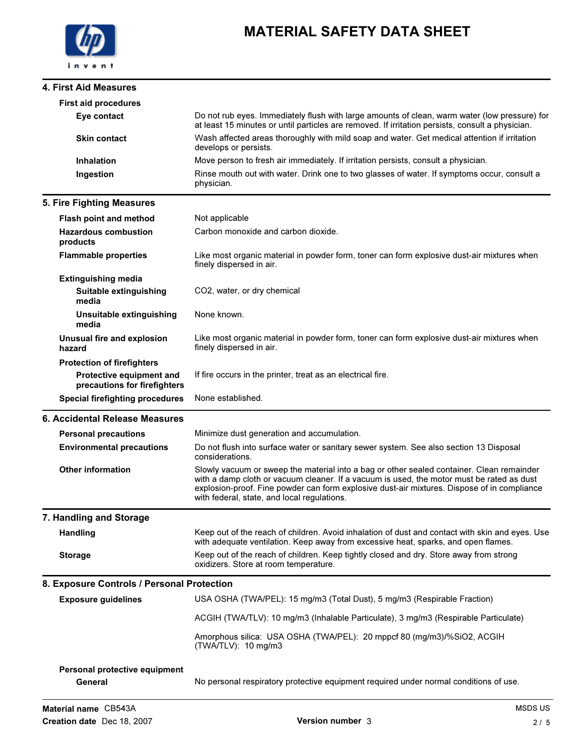## 4. First Aid Measures

**First aid procedures**

| | |
|---|---|
| **Eye contact** | Do not rub eyes. Immediately flush with large amounts of clean, warm water (low pressure) for at least 15 minutes or until particles are removed. If irritation persists, consult a physician. |
| **Skin contact** | Wash affected areas thoroughly with mild soap and water. Get medical attention if irritation develops or persists. |
| **Inhalation** | Move person to fresh air immediately. If irritation persists, consult a physician. |
| **Ingestion** | Rinse mouth out with water. Drink one to two glasses of water. If symptoms occur, consult a physician. |

## 5. Fire Fighting Measures

| | |
|---|---|
| **Flash point and method** | Not applicable |
| **Hazardous combustion products** | Carbon monoxide and carbon dioxide. |
| **Flammable properties** | Like most organic material in powder form, toner can form explosive dust-air mixtures when finely dispersed in air. |

**Extinguishing media**

| | |
|---|---|
| **Suitable extinguishing media** | $CO_2$, water, or dry chemical |
| **Unsuitable extinguishing media** | None known. |
| **Unusual fire and explosion hazard** | Like most organic material in powder form, toner can form explosive dust-air mixtures when finely dispersed in air. |

**Protection of firefighters**

| | |
|---|---|
| **Protective equipment and precautions for firefighters** | If fire occurs in the printer, treat as an electrical fire. |
| **Special firefighting procedures** | None established. |

## 6. Accidental Release Measures

| | |
|---|---|
| **Personal precautions** | Minimize dust generation and accumulation. |
| **Environmental precautions** | Do not flush into surface water or sanitary sewer system. See also section 13 Disposal considerations. |
| **Other information** | Slowly vacuum or sweep the material into a bag or other sealed container. Clean remainder with a damp cloth or vacuum cleaner. If a vacuum is used, the motor must be rated as dust explosion-proof. Fine powder can form explosive dust-air mixtures. Dispose of in compliance with federal, state, and local regulations. |

## 7. Handling and Storage

| | |
|---|---|
| **Handling** | Keep out of the reach of children. Avoid inhalation of dust and contact with skin and eyes. Use with adequate ventilation. Keep away from excessive heat, sparks, and open flames. |
| **Storage** | Keep out of the reach of children. Keep tightly closed and dry. Store away from strong oxidizers. Store at room temperature. |

## 8. Exposure Controls / Personal Protection

**Exposure guidelines**

USA OSHA (TWA/PEL): 15 mg/m3 (Total Dust), 5 mg/m3 (Respirable Fraction)

ACGIH (TWA/TLV): 10 mg/m3 (Inhalable Particulate), 3 mg/m3 (Respirable Particulate)

Amorphous silica: USA OSHA (TWA/PEL): 20 mppcf 80 (mg/m3)/%$SiO_2$, ACGIH (TWA/TLV): 10 mg/m3

**Personal protective equipment**

| | |
|---|---|
| **General** | No personal respiratory protective equipment required under normal conditions of use. |

**Material name** CB543A
**Creation date** Dec 18, 2007
**Version number** 3
MSDS US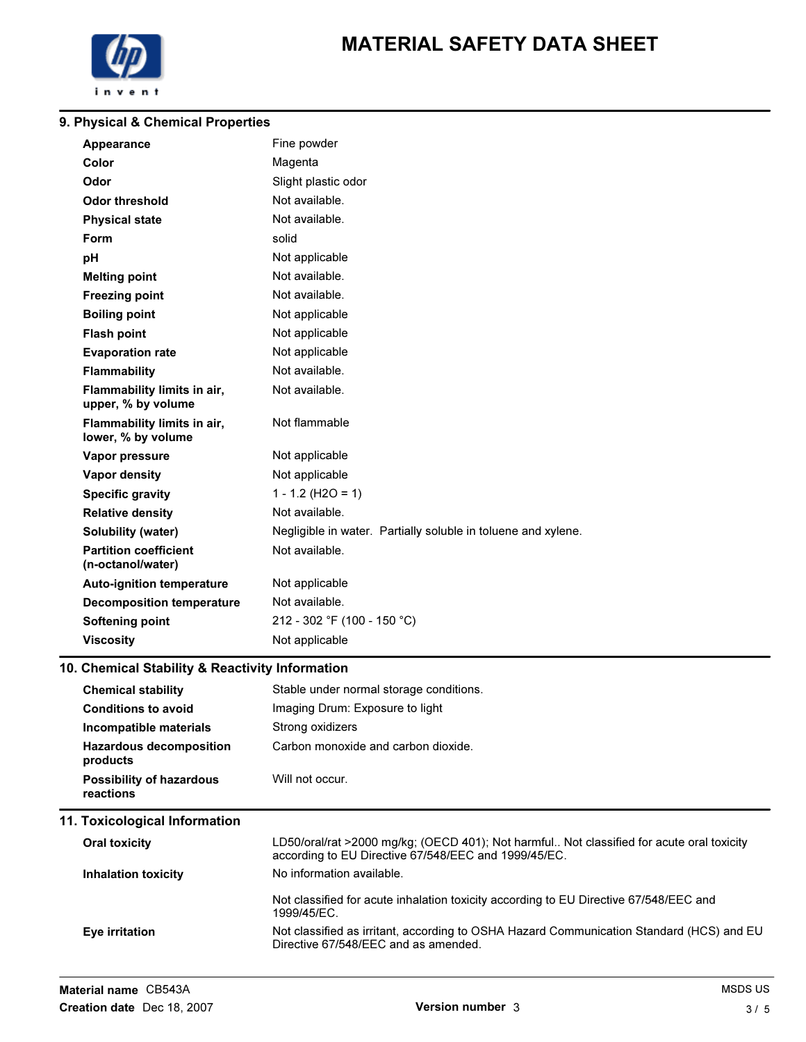# MATERIAL SAFETY DATA SHEET

## 9. Physical & Chemical Properties

| | |
|---|---|
| **Appearance** | Fine powder |
| **Color** | Magenta |
| **Odor** | Slight plastic odor |
| **Odor threshold** | Not available. |
| **Physical state** | Not available. |
| **Form** | solid |
| **pH** | Not applicable |
| **Melting point** | Not available. |
| **Freezing point** | Not available. |
| **Boiling point** | Not applicable |
| **Flash point** | Not applicable |
| **Evaporation rate** | Not applicable |
| **Flammability** | Not available. |
| **Flammability limits in air, upper, % by volume** | Not available. |
| **Flammability limits in air, lower, % by volume** | Not flammable |
| **Vapor pressure** | Not applicable |
| **Vapor density** | Not applicable |
| **Specific gravity** | 1 - 1.2 ($H_2O$ = 1) |
| **Relative density** | Not available. |
| **Solubility (water)** | Negligible in water. Partially soluble in toluene and xylene. |
| **Partition coefficient (n-octanol/water)** | Not available. |
| **Auto-ignition temperature** | Not applicable |
| **Decomposition temperature** | Not available. |
| **Softening point** | 212 - 302 °F (100 - 150 °C) |
| **Viscosity** | Not applicable |

## 10. Chemical Stability & Reactivity Information

| | |
|---|---|
| **Chemical stability** | Stable under normal storage conditions. |
| **Conditions to avoid** | Imaging Drum: Exposure to light |
| **Incompatible materials** | Strong oxidizers |
| **Hazardous decomposition products** | Carbon monoxide and carbon dioxide. |
| **Possibility of hazardous reactions** | Will not occur. |

## 11. Toxicological Information

| | |
|---|---|
| **Oral toxicity** | LD50/oral/rat >2000 mg/kg; (OECD 401); Not harmful.. Not classified for acute oral toxicity according to EU Directive 67/548/EEC and 1999/45/EC. |
| **Inhalation toxicity** | No information available.<br><br>Not classified for acute inhalation toxicity according to EU Directive 67/548/EEC and 1999/45/EC. |
| **Eye irritation** | Not classified as irritant, according to OSHA Hazard Communication Standard (HCS) and EU Directive 67/548/EEC and as amended. |

**Material name** CB543A

**Creation date** Dec 18, 2007

**Version number** 3

MSDS US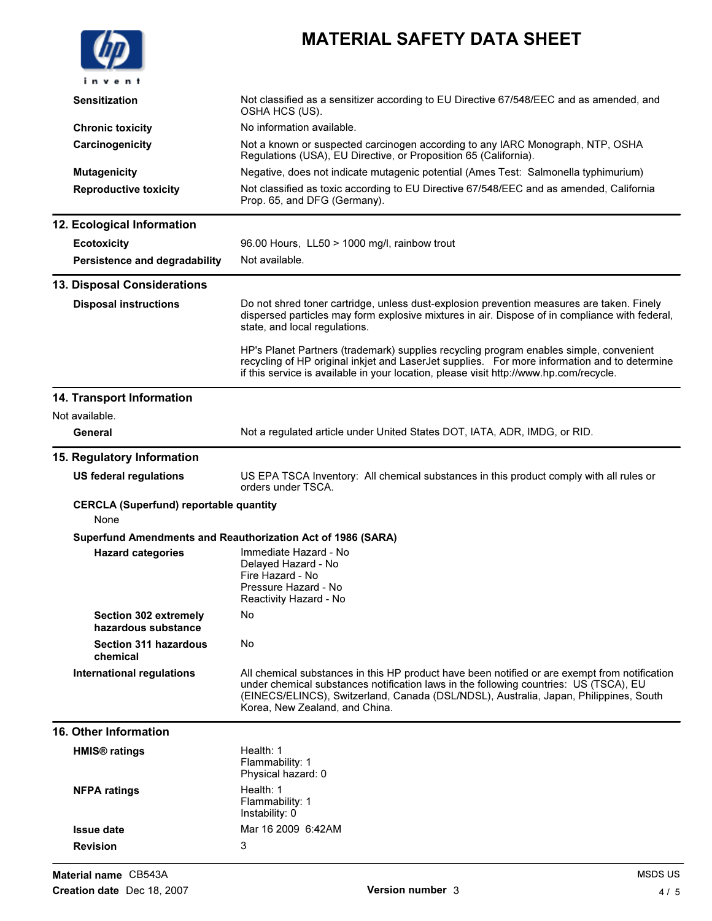| | |
|---|---|
| **Sensitization** | Not classified as a sensitizer according to EU Directive 67/548/EEC and as amended, and OSHA HCS (US). |
| **Chronic toxicity** | No information available. |
| **Carcinogenicity** | Not a known or suspected carcinogen according to any IARC Monograph, NTP, OSHA Regulations (USA), EU Directive, or Proposition 65 (California). |
| **Mutagenicity** | Negative, does not indicate mutagenic potential (Ames Test: Salmonella typhimurium) |
| **Reproductive toxicity** | Not classified as toxic according to EU Directive 67/548/EEC and as amended, California Prop. 65, and DFG (Germany). |

## 12. Ecological Information

| | |
|---|---|
| **Ecotoxicity** | 96.00 Hours, LL50 > 1000 mg/l, rainbow trout |
| **Persistence and degradability** | Not available. |

## 13. Disposal Considerations

**Disposal instructions**

Do not shred toner cartridge, unless dust-explosion prevention measures are taken. Finely dispersed particles may form explosive mixtures in air. Dispose of in compliance with federal, state, and local regulations.

HP's Planet Partners (trademark) supplies recycling program enables simple, convenient recycling of HP original inkjet and LaserJet supplies. For more information and to determine if this service is available in your location, please visit http://www.hp.com/recycle.

## 14. Transport Information

Not available.

| | |
|---|---|
| **General** | Not a regulated article under United States DOT, IATA, ADR, IMDG, or RID. |

## 15. Regulatory Information

**US federal regulations**: US EPA TSCA Inventory: All chemical substances in this product comply with all rules or orders under TSCA.

**CERCLA (Superfund) reportable quantity**

None

**Superfund Amendments and Reauthorization Act of 1986 (SARA)**

**Hazard categories**

Immediate Hazard - No
Delayed Hazard - No
Fire Hazard - No
Pressure Hazard - No
Reactivity Hazard - No

**Section 302 extremely hazardous substance**: No

**Section 311 hazardous chemical**: No

**International regulations**: All chemical substances in this HP product have been notified or are exempt from notification under chemical substances notification laws in the following countries: US (TSCA), EU (EINECS/ELINCS), Switzerland, Canada (DSL/NDSL), Australia, Japan, Philippines, South Korea, New Zealand, and China.

## 16. Other Information

**HMIS® ratings**

Health: 1
Flammability: 1
Physical hazard: 0

**NFPA ratings**

Health: 1
Flammability: 1
Instability: 0

**Issue date**: Mar 16 2009 6:42AM

**Revision**: 3

**Material name** CB543A
**Creation date** Dec 18, 2007
**Version number** 3
MSDS US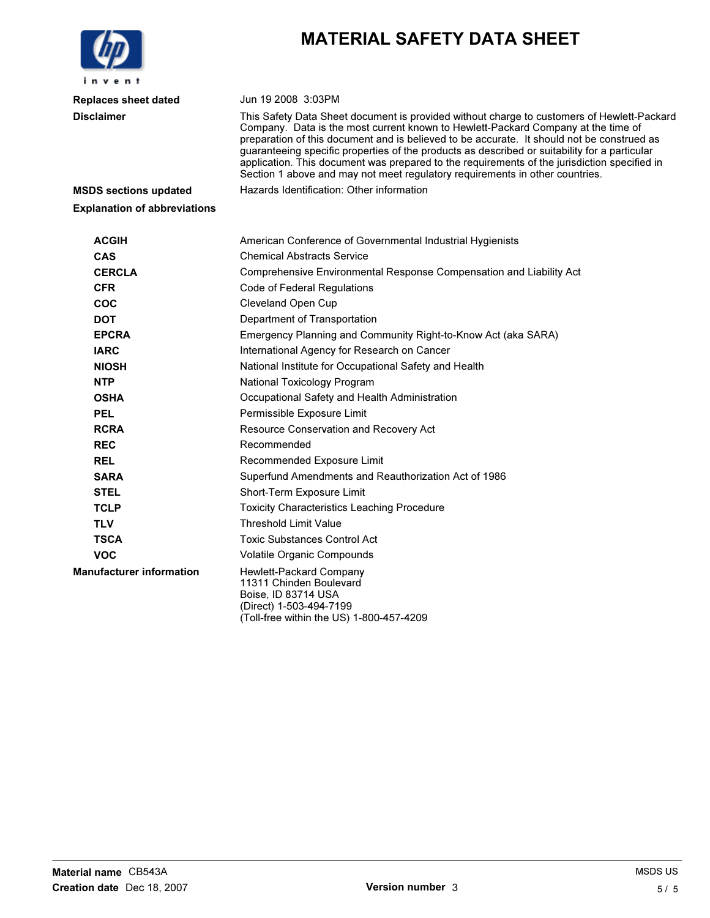# MATERIAL SAFETY DATA SHEET

| | |
|---|---|
| **Replaces sheet dated** | Jun 19 2008 3:03PM |
| **Disclaimer** | This Safety Data Sheet document is provided without charge to customers of Hewlett-Packard Company. Data is the most current known to Hewlett-Packard Company at the time of preparation of this document and is believed to be accurate. It should not be construed as guaranteeing specific properties of the products as described or suitability for a particular application. This document was prepared to the requirements of the jurisdiction specified in Section 1 above and may not meet regulatory requirements in other countries. |
| **MSDS sections updated** | Hazards Identification: Other information |

**Explanation of abbreviations**

| | |
|---|---|
| **ACGIH** | American Conference of Governmental Industrial Hygienists |
| **CAS** | Chemical Abstracts Service |
| **CERCLA** | Comprehensive Environmental Response Compensation and Liability Act |
| **CFR** | Code of Federal Regulations |
| **COC** | Cleveland Open Cup |
| **DOT** | Department of Transportation |
| **EPCRA** | Emergency Planning and Community Right-to-Know Act (aka SARA) |
| **IARC** | International Agency for Research on Cancer |
| **NIOSH** | National Institute for Occupational Safety and Health |
| **NTP** | National Toxicology Program |
| **OSHA** | Occupational Safety and Health Administration |
| **PEL** | Permissible Exposure Limit |
| **RCRA** | Resource Conservation and Recovery Act |
| **REC** | Recommended |
| **REL** | Recommended Exposure Limit |
| **SARA** | Superfund Amendments and Reauthorization Act of 1986 |
| **STEL** | Short-Term Exposure Limit |
| **TCLP** | Toxicity Characteristics Leaching Procedure |
| **TLV** | Threshold Limit Value |
| **TSCA** | Toxic Substances Control Act |
| **VOC** | Volatile Organic Compounds |

**Manufacturer information**

Hewlett-Packard Company
11311 Chinden Boulevard
Boise, ID 83714 USA
(Direct) 1-503-494-7199
(Toll-free within the US) 1-800-457-4209